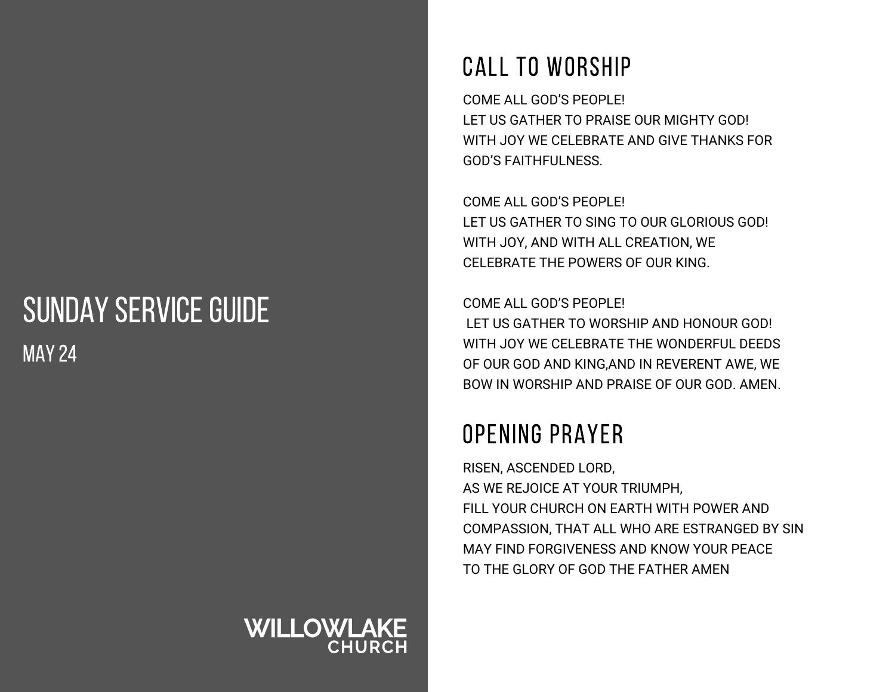# SUNDAY SERVICE GUIDE

MAY 24

WILLOWLAKE CHURCH

## CALL TO WORSHIP

COME ALL GOD'S PEOPLE!
LET US GATHER TO PRAISE OUR MIGHTY GOD!
WITH JOY WE CELEBRATE AND GIVE THANKS FOR GOD'S FAITHFULNESS.

COME ALL GOD'S PEOPLE!
LET US GATHER TO SING TO OUR GLORIOUS GOD!
WITH JOY, AND WITH ALL CREATION, WE CELEBRATE THE POWERS OF OUR KING.

COME ALL GOD'S PEOPLE!
LET US GATHER TO WORSHIP AND HONOUR GOD!
WITH JOY WE CELEBRATE THE WONDERFUL DEEDS OF OUR GOD AND KING,AND IN REVERENT AWE, WE BOW IN WORSHIP AND PRAISE OF OUR GOD. AMEN.

## OPENING PRAYER

RISEN, ASCENDED LORD,
AS WE REJOICE AT YOUR TRIUMPH,
FILL YOUR CHURCH ON EARTH WITH POWER AND COMPASSION, THAT ALL WHO ARE ESTRANGED BY SIN MAY FIND FORGIVENESS AND KNOW YOUR PEACE
TO THE GLORY OF GOD THE FATHER AMEN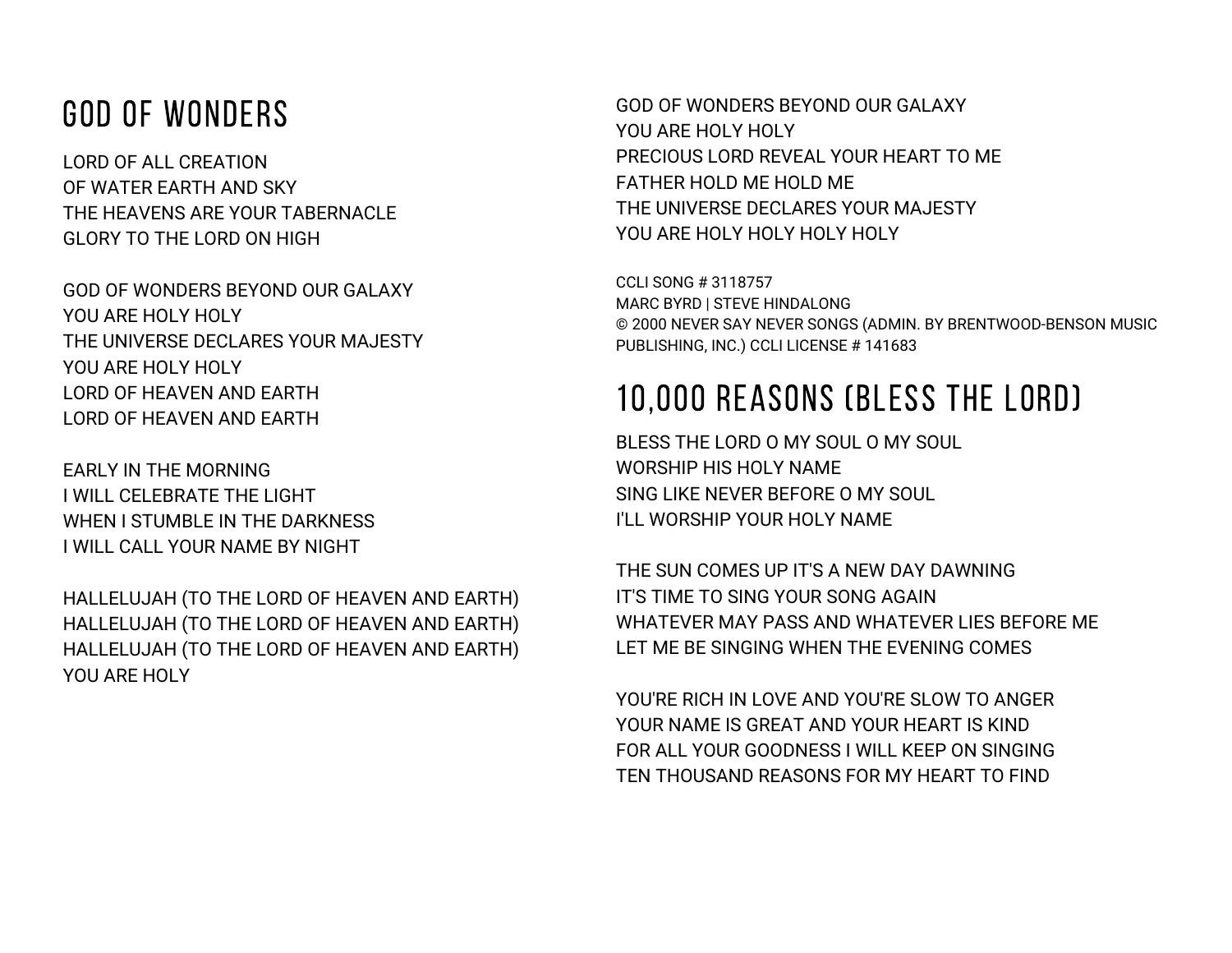# GOD OF WONDERS

LORD OF ALL CREATION
OF WATER EARTH AND SKY
THE HEAVENS ARE YOUR TABERNACLE
GLORY TO THE LORD ON HIGH

GOD OF WONDERS BEYOND OUR GALAXY
YOU ARE HOLY HOLY
THE UNIVERSE DECLARES YOUR MAJESTY
YOU ARE HOLY HOLY
LORD OF HEAVEN AND EARTH
LORD OF HEAVEN AND EARTH

EARLY IN THE MORNING
I WILL CELEBRATE THE LIGHT
WHEN I STUMBLE IN THE DARKNESS
I WILL CALL YOUR NAME BY NIGHT

HALLELUJAH (TO THE LORD OF HEAVEN AND EARTH)
HALLELUJAH (TO THE LORD OF HEAVEN AND EARTH)
HALLELUJAH (TO THE LORD OF HEAVEN AND EARTH)
YOU ARE HOLY

GOD OF WONDERS BEYOND OUR GALAXY
YOU ARE HOLY HOLY
PRECIOUS LORD REVEAL YOUR HEART TO ME
FATHER HOLD ME HOLD ME
THE UNIVERSE DECLARES YOUR MAJESTY
YOU ARE HOLY HOLY HOLY HOLY

CCLI SONG # 3118757
MARC BYRD | STEVE HINDALONG
© 2000 NEVER SAY NEVER SONGS (ADMIN. BY BRENTWOOD-BENSON MUSIC PUBLISHING, INC.) CCLI LICENSE # 141683

# 10,000 REASONS (BLESS THE LORD)

BLESS THE LORD O MY SOUL O MY SOUL
WORSHIP HIS HOLY NAME
SING LIKE NEVER BEFORE O MY SOUL
I'LL WORSHIP YOUR HOLY NAME

THE SUN COMES UP IT'S A NEW DAY DAWNING
IT'S TIME TO SING YOUR SONG AGAIN
WHATEVER MAY PASS AND WHATEVER LIES BEFORE ME
LET ME BE SINGING WHEN THE EVENING COMES

YOU'RE RICH IN LOVE AND YOU'RE SLOW TO ANGER
YOUR NAME IS GREAT AND YOUR HEART IS KIND
FOR ALL YOUR GOODNESS I WILL KEEP ON SINGING
TEN THOUSAND REASONS FOR MY HEART TO FIND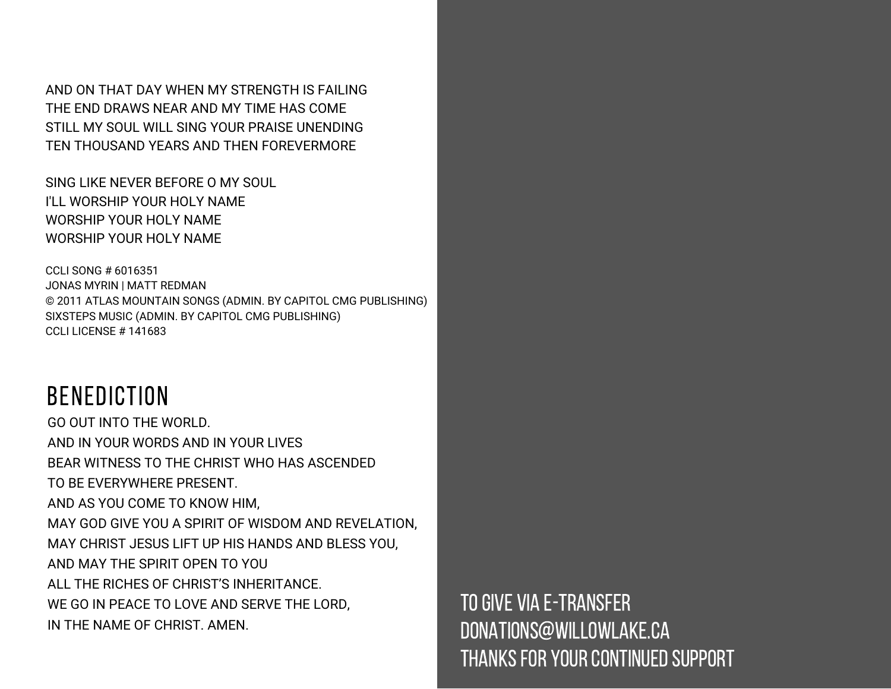AND ON THAT DAY WHEN MY STRENGTH IS FAILING
THE END DRAWS NEAR AND MY TIME HAS COME
STILL MY SOUL WILL SING YOUR PRAISE UNENDING
TEN THOUSAND YEARS AND THEN FOREVERMORE

SING LIKE NEVER BEFORE O MY SOUL
I'LL WORSHIP YOUR HOLY NAME
WORSHIP YOUR HOLY NAME
WORSHIP YOUR HOLY NAME

CCLI SONG # 6016351
JONAS MYRIN | MATT REDMAN
© 2011 ATLAS MOUNTAIN SONGS (ADMIN. BY CAPITOL CMG PUBLISHING)
SIXSTEPS MUSIC (ADMIN. BY CAPITOL CMG PUBLISHING)
CCLI LICENSE # 141683

## BENEDICTION

GO OUT INTO THE WORLD.
AND IN YOUR WORDS AND IN YOUR LIVES
BEAR WITNESS TO THE CHRIST WHO HAS ASCENDED
TO BE EVERYWHERE PRESENT.
AND AS YOU COME TO KNOW HIM,
MAY GOD GIVE YOU A SPIRIT OF WISDOM AND REVELATION,
MAY CHRIST JESUS LIFT UP HIS HANDS AND BLESS YOU,
AND MAY THE SPIRIT OPEN TO YOU
ALL THE RICHES OF CHRIST'S INHERITANCE.
WE GO IN PEACE TO LOVE AND SERVE THE LORD,
IN THE NAME OF CHRIST. AMEN.

TO GIVE VIA E-TRANSFER
DONATIONS@WILLOWLAKE.CA
THANKS FOR YOUR CONTINUED SUPPORT